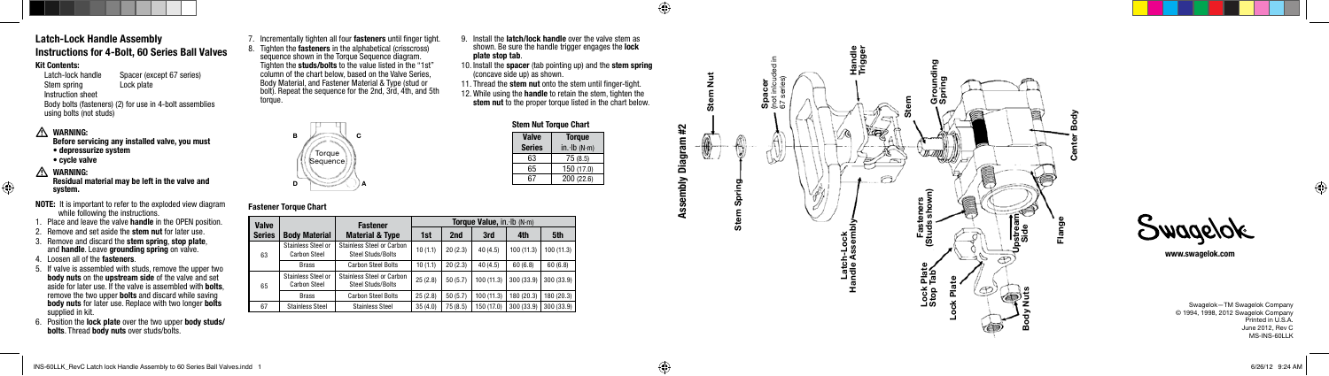## Latch-Lock Handle Assembly Instructions for 4-Bolt, 60 Series Ball Valves

### Kit Contents:

Latch-lock handle
Spacer (except 67 series)
Stem spring
Lock plate
Instruction sheet
Body bolts (fasteners) (2) for use in 4-bolt assemblies using bolts (not studs)

⚠ **WARNING:**
**Before servicing any installed valve, you must**
- **depressurize system**
- **cycle valve**

⚠ **WARNING:**
**Residual material may be left in the valve and system.**

**NOTE:** It is important to refer to the exploded view diagram while following the instructions.

1. Place and leave the valve **handle** in the OPEN position.
2. Remove and set aside the **stem nut** for later use.
3. Remove and discard the **stem spring**, **stop plate**, and **handle**. Leave **grounding spring** on valve.
4. Loosen all of the **fasteners**.
5. If valve is assembled with studs, remove the upper two **body nuts** on the **upstream side** of the valve and set aside for later use. If the valve is assembled with **bolts**, remove the two upper **bolts** and discard while saving **body nuts** for later use. Replace with two longer **bolts** supplied in kit.
6. Position the **lock plate** over the two upper **body studs/bolts**. Thread **body nuts** over studs/bolts.
7. Incrementally tighten all four **fasteners** until finger tight.
8. Tighten the **fasteners** in the alphabetical (crisscross) sequence shown in the Torque Sequence diagram. Tighten the **studs/bolts** to the value listed in the "1st" column of the chart below, based on the Valve Series, Body Material, and Fastener Material & Type (stud or bolt). Repeat the sequence for the 2nd, 3rd, 4th, and 5th torque.

Torque Sequence: B, C, D, A

### Fastener Torque Chart

| Valve Series | Body Material | Fastener Material & Type | Torque Value, in.·lb (N·m) | | | | |
|---|---|---|---|---|---|---|---|
| | | | 1st | 2nd | 3rd | 4th | 5th |
| 63 | Stainless Steel or Carbon Steel | Stainless Steel or Carbon Steel Studs/Bolts | 10 (1.1) | 20 (2.3) | 40 (4.5) | 100 (11.3) | 100 (11.3) |
| | Brass | Carbon Steel Bolts | 10 (1.1) | 20 (2.3) | 40 (4.5) | 60 (6.8) | 60 (6.8) |
| 65 | Stainless Steel or Carbon Steel | Stainless Steel or Carbon Steel Studs/Bolts | 25 (2.8) | 50 (5.7) | 100 (11.3) | 300 (33.9) | 300 (33.9) |
| | Brass | Carbon Steel Bolts | 25 (2.8) | 50 (5.7) | 100 (11.3) | 180 (20.3) | 180 (20.3) |
| 67 | Stainless Steel | Stainless Steel | 35 (4.0) | 75 (8.5) | 150 (17.0) | 300 (33.9) | 300 (33.9) |

9. Install the **latch/lock handle** over the valve stem as shown. Be sure the handle trigger engages the **lock plate stop tab**.
10. Install the **spacer** (tab pointing up) and the **stem spring** (concave side up) as shown.
11. Thread the **stem nut** onto the stem until finger-tight.
12. While using the **handle** to retain the stem, tighten the **stem nut** to the proper torque listed in the chart below.

### Stem Nut Torque Chart

| Valve Series | Torque in.·lb (N·m) |
|---|---|
| 63 | 75 (8.5) |
| 65 | 150 (17.0) |
| 67 | 200 (22.6) |

**Assembly Diagram #2**

Stem Nut, Stem Spring, Spacer (not inlcuded in 67 series), Handle Trigger, Stem, Grounding Spring, Center Body, Latch-Lock Handle Assembly, Fasteners (Studs shown), Upstream Side, Flange, Lock Plate Stop Tab, Lock Plate, Body Nuts

Swagelok

www.swagelok.com

Swagelok—TM Swagelok Company
© 1994, 1998, 2012 Swagelok Company
Printed in U.S.A.
June 2012, Rev C
MS-INS-60LLK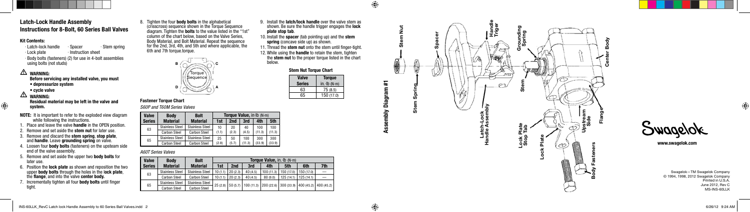## Latch-Lock Handle Assembly Instructions for 8-Bolt, 60 Series Ball Valves

### Kit Contents:

- Latch-lock handle
- Spacer
- Stem spring
- Lock plate
- Instruction sheet
- Body bolts (fasteners) (2) for use in 4-bolt assemblies using bolts (not studs)

**WARNING:**
**Before servicing any installed valve, you must**
- **depressurize system**
- **cycle valve**

**WARNING:**
**Residual material may be left in the valve and system.**

**NOTE:** It is important to refer to the exploded view diagram while following the instructions.

1. Place and leave the valve **handle** in the OPEN position.
2. Remove and set aside the **stem nut** for later use.
3. Remove and discard the **stem spring**, **stop plate**, and **handle**. Leave **grounding spring** on valve.
4. Loosen four **body bolts** (fasteners) on the upsteam side end of the valve assembly.
5. Remove and set aside the upper two **body bolts** for later use.
6. Position the **lock plate** as shown and reposition the two upper **body bolts** through the holes in the **lock plate**, the **flange**, and into the valve **center body.**
7. Incrementally tighten all four **body bolts** until finger tight.
8. Tighten the four **body bolts** in the alphabetical (crisscross) sequence shown in the Torque Sequence diagram. Tighten the **bolts** to the value listed in the "1st" column of the chart below, based on the Valve Series, Body Material, and Bolt Material. Repeat the sequence for the 2nd, 3rd, 4th, and 5th and where applicable, the 6th and 7th torque.torque.

B C
Torque Sequence
D A

### Fastener Torque Chart

*S60P and T60M Series Valves*

| Valve Series | Body Material | Bolt Material | Torque Value, in·lb (N·m) | | | | |
|---|---|---|---|---|---|---|---|
| | | | 1st | 2nd | 3rd | 4th | 5th |
| 63 | Stainless Steel | Stainless Steel | 10 (1.1) | 20 (2.3) | 40 (4.5) | 100 (11.3) | 100 (11.3) |
| | Carbon Steel | Carbon Steel | | | | | |
| 65 | Stainless Steel | Stainless Steel | 25 (2.8) | 50 (5.7) | 100 (11.3) | 300 (33.9) | 300 (33.9) |
| | Carbon Steel | Carbon Steel | | | | | |

*A60T Series Valves*

| Valve Series | Body Material | Bolt Material | Torque Value, in·lb (N·m) | | | | | | |
|---|---|---|---|---|---|---|---|---|---|
| | | | 1st | 2nd | 3rd | 4th | 5th | 6th | 7th |
| 63 | Stainless Steel | Stainless Steel | 10 (1.1) | 20 (2.3) | 40 (4.5) | 100 (11.3) | 150 (17.0) | 150 (17.0) | — |
| | Carbon Steel | Carbon Steel | 10 (1.1) | 20 (2.3) | 40 (4.5) | 80 (9.0) | 125 (14.1) | 125 (14.1) | — |
| 65 | Stainless Steel | Stainless Steel | 25 (2.8) | 50 (5.7) | 100 (11.3) | 200 (22.6) | 300 (33.9) | 400 (45.2) | 400 (45.2) |
| | Carbon Steel | Carbon Steel | | | | | | | |

9. Install the **latch/lock handle** over the valve stem as shown. Be sure the handle trigger engages the **lock plate stop tab**.
10. Install the **spacer** (tab pointing up) and the **stem spring** (concave side up) as shown.
11. Thread the **stem nut** onto the stem until finger-tight.
12. While using the **handle** to retain the stem, tighten the **stem nut** to the proper torque listed in the chart below.

### Stem Nut Torque Chart

| Valve Series | Torque in.·lb (N·m) |
|---|---|
| 63 | 75 (8.5) |
| 65 | 150 (17.0) |

Assembly Diagram #1

Stem Nut
Stem Spring
Spacer
Handle Triger
Grounding Spring
Center Body
Stem
Latch-Lock Handle Assembly
Lock Plate Stop Tab
Lock Plate
Upstream Side
Flange
Body Fasteners

Swagelok

www.swagelok.com

Swagelok—TM Swagelok Company
© 1994, 1998, 2012 Swagelok Company
Printed in U.S.A.
June 2012, Rev C
MS-INS-60LLK